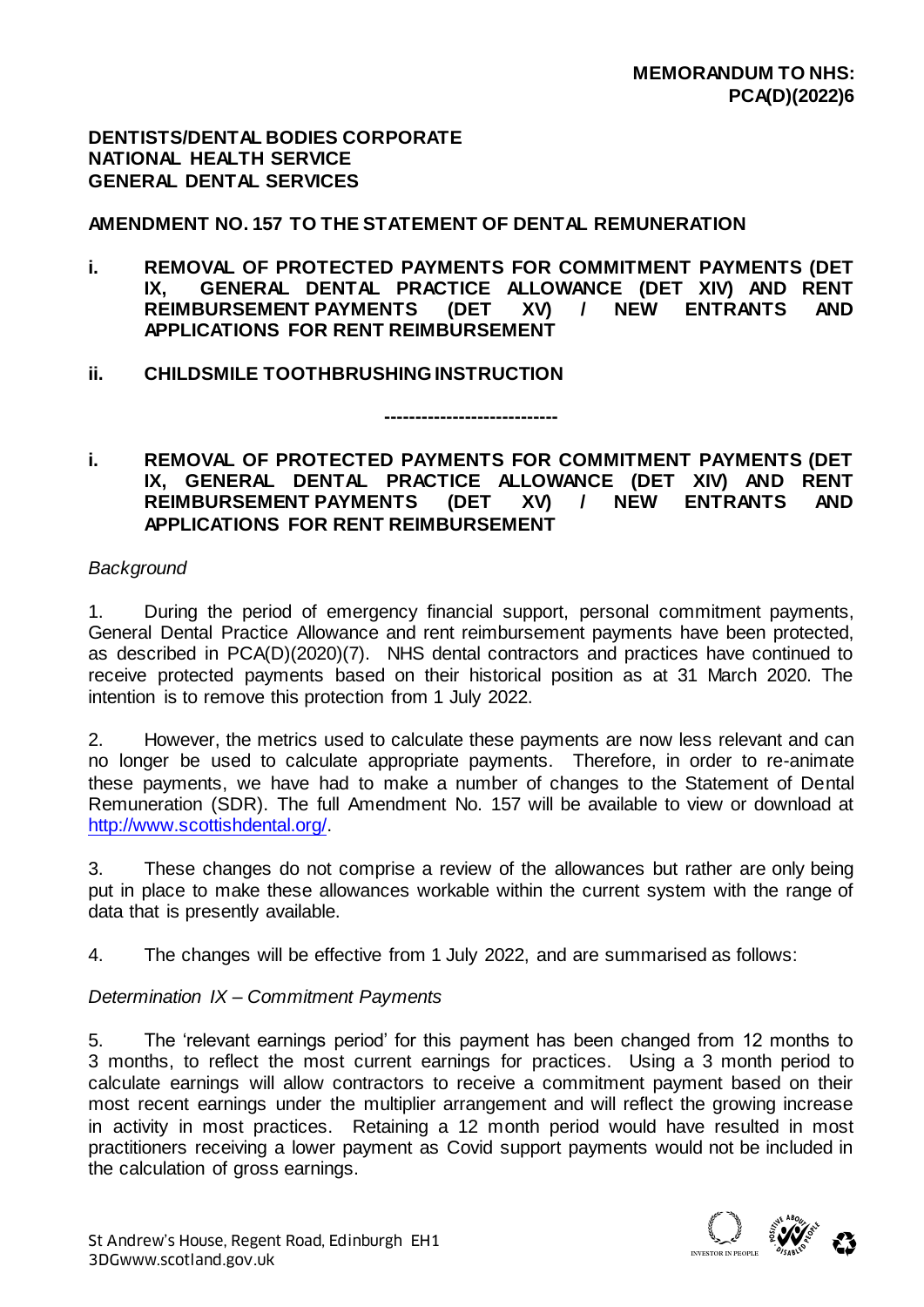**MEMORANDUM TO NHS: PCA(D)(2022)6**

**DENTISTS/DENTAL BODIES CORPORATE**
**NATIONAL HEALTH SERVICE**
**GENERAL DENTAL SERVICES**

**AMENDMENT NO. 157 TO THE STATEMENT OF DENTAL REMUNERATION**

**i. REMOVAL OF PROTECTED PAYMENTS FOR COMMITMENT PAYMENTS (DET IX, GENERAL DENTAL PRACTICE ALLOWANCE (DET XIV) AND RENT REIMBURSEMENT PAYMENTS (DET XV) / NEW ENTRANTS AND APPLICATIONS FOR RENT REIMBURSEMENT**

**ii. CHILDSMILE TOOTHBRUSHING INSTRUCTION**

----------------------------

**i. REMOVAL OF PROTECTED PAYMENTS FOR COMMITMENT PAYMENTS (DET IX, GENERAL DENTAL PRACTICE ALLOWANCE (DET XIV) AND RENT REIMBURSEMENT PAYMENTS (DET XV) / NEW ENTRANTS AND APPLICATIONS FOR RENT REIMBURSEMENT**

*Background*

1. During the period of emergency financial support, personal commitment payments, General Dental Practice Allowance and rent reimbursement payments have been protected, as described in PCA(D)(2020)(7). NHS dental contractors and practices have continued to receive protected payments based on their historical position as at 31 March 2020. The intention is to remove this protection from 1 July 2022.

2. However, the metrics used to calculate these payments are now less relevant and can no longer be used to calculate appropriate payments. Therefore, in order to re-animate these payments, we have had to make a number of changes to the Statement of Dental Remuneration (SDR). The full Amendment No. 157 will be available to view or download at http://www.scottishdental.org/.

3. These changes do not comprise a review of the allowances but rather are only being put in place to make these allowances workable within the current system with the range of data that is presently available.

4. The changes will be effective from 1 July 2022, and are summarised as follows:

*Determination IX – Commitment Payments*

5. The 'relevant earnings period' for this payment has been changed from 12 months to 3 months, to reflect the most current earnings for practices. Using a 3 month period to calculate earnings will allow contractors to receive a commitment payment based on their most recent earnings under the multiplier arrangement and will reflect the growing increase in activity in most practices. Retaining a 12 month period would have resulted in most practitioners receiving a lower payment as Covid support payments would not be included in the calculation of gross earnings.

St Andrew's House, Regent Road, Edinburgh EH1 3DGwww.scotland.gov.uk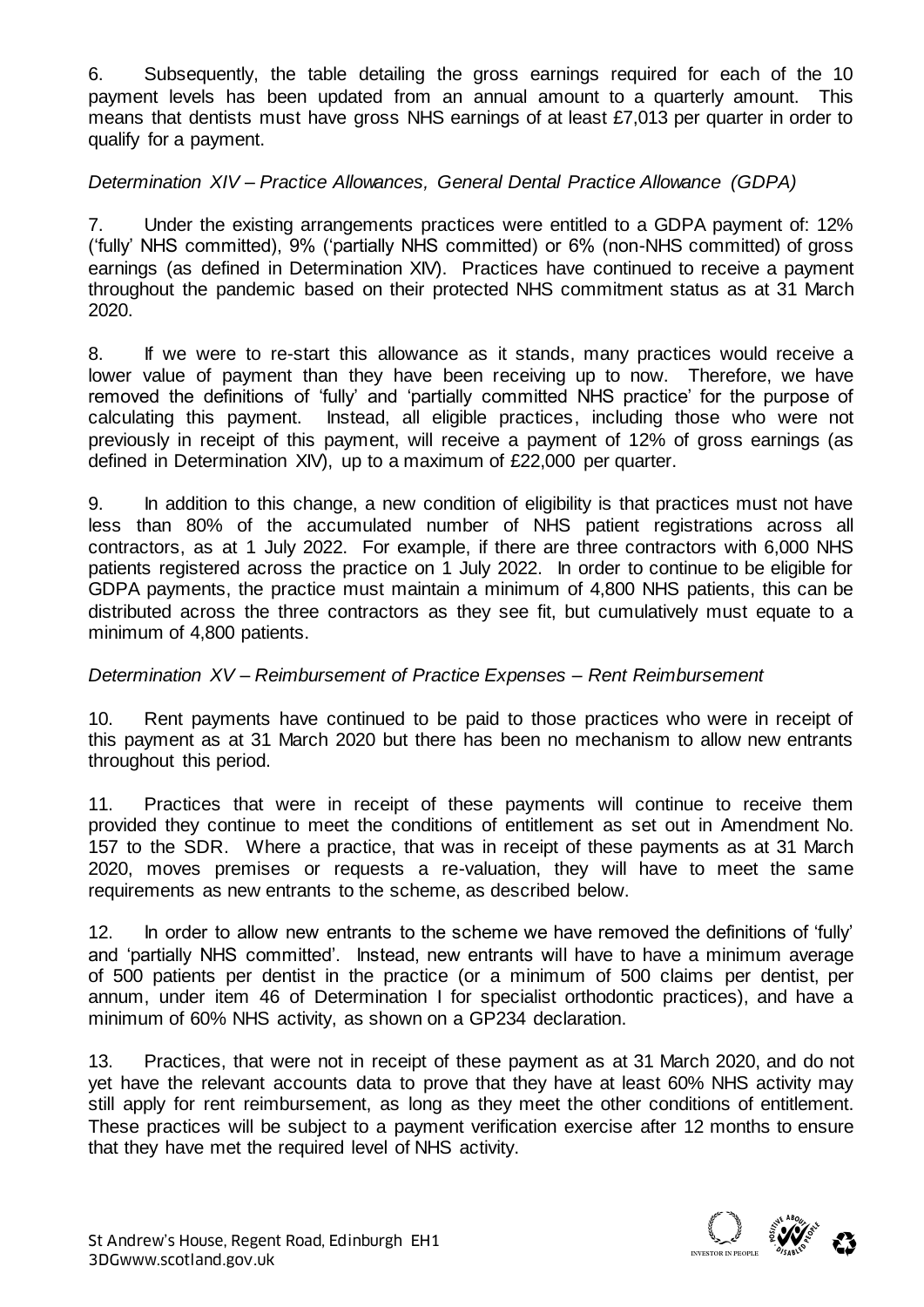6. Subsequently, the table detailing the gross earnings required for each of the 10 payment levels has been updated from an annual amount to a quarterly amount. This means that dentists must have gross NHS earnings of at least £7,013 per quarter in order to qualify for a payment.

*Determination XIV – Practice Allowances, General Dental Practice Allowance (GDPA)*

7. Under the existing arrangements practices were entitled to a GDPA payment of: 12% ('fully' NHS committed), 9% ('partially NHS committed) or 6% (non-NHS committed) of gross earnings (as defined in Determination XIV). Practices have continued to receive a payment throughout the pandemic based on their protected NHS commitment status as at 31 March 2020.

8. If we were to re-start this allowance as it stands, many practices would receive a lower value of payment than they have been receiving up to now. Therefore, we have removed the definitions of 'fully' and 'partially committed NHS practice' for the purpose of calculating this payment. Instead, all eligible practices, including those who were not previously in receipt of this payment, will receive a payment of 12% of gross earnings (as defined in Determination XIV), up to a maximum of £22,000 per quarter.

9. In addition to this change, a new condition of eligibility is that practices must not have less than 80% of the accumulated number of NHS patient registrations across all contractors, as at 1 July 2022. For example, if there are three contractors with 6,000 NHS patients registered across the practice on 1 July 2022. In order to continue to be eligible for GDPA payments, the practice must maintain a minimum of 4,800 NHS patients, this can be distributed across the three contractors as they see fit, but cumulatively must equate to a minimum of 4,800 patients.

*Determination XV – Reimbursement of Practice Expenses – Rent Reimbursement*

10. Rent payments have continued to be paid to those practices who were in receipt of this payment as at 31 March 2020 but there has been no mechanism to allow new entrants throughout this period.

11. Practices that were in receipt of these payments will continue to receive them provided they continue to meet the conditions of entitlement as set out in Amendment No. 157 to the SDR. Where a practice, that was in receipt of these payments as at 31 March 2020, moves premises or requests a re-valuation, they will have to meet the same requirements as new entrants to the scheme, as described below.

12. In order to allow new entrants to the scheme we have removed the definitions of 'fully' and 'partially NHS committed'. Instead, new entrants will have to have a minimum average of 500 patients per dentist in the practice (or a minimum of 500 claims per dentist, per annum, under item 46 of Determination I for specialist orthodontic practices), and have a minimum of 60% NHS activity, as shown on a GP234 declaration.

13. Practices, that were not in receipt of these payment as at 31 March 2020, and do not yet have the relevant accounts data to prove that they have at least 60% NHS activity may still apply for rent reimbursement, as long as they meet the other conditions of entitlement. These practices will be subject to a payment verification exercise after 12 months to ensure that they have met the required level of NHS activity.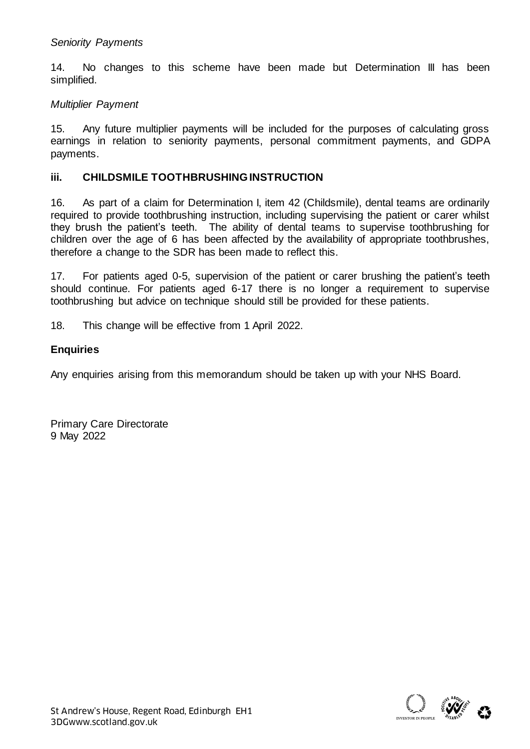*Seniority Payments*

14. No changes to this scheme have been made but Determination III has been simplified.

*Multiplier Payment*

15. Any future multiplier payments will be included for the purposes of calculating gross earnings in relation to seniority payments, personal commitment payments, and GDPA payments.

### iii. CHILDSMILE TOOTHBRUSHING INSTRUCTION

16. As part of a claim for Determination I, item 42 (Childsmile), dental teams are ordinarily required to provide toothbrushing instruction, including supervising the patient or carer whilst they brush the patient's teeth. The ability of dental teams to supervise toothbrushing for children over the age of 6 has been affected by the availability of appropriate toothbrushes, therefore a change to the SDR has been made to reflect this.

17. For patients aged 0-5, supervision of the patient or carer brushing the patient's teeth should continue. For patients aged 6-17 there is no longer a requirement to supervise toothbrushing but advice on technique should still be provided for these patients.

18. This change will be effective from 1 April 2022.

**Enquiries**

Any enquiries arising from this memorandum should be taken up with your NHS Board.

Primary Care Directorate
9 May 2022

St Andrew's House, Regent Road, Edinburgh EH1 3DGwww.scotland.gov.uk